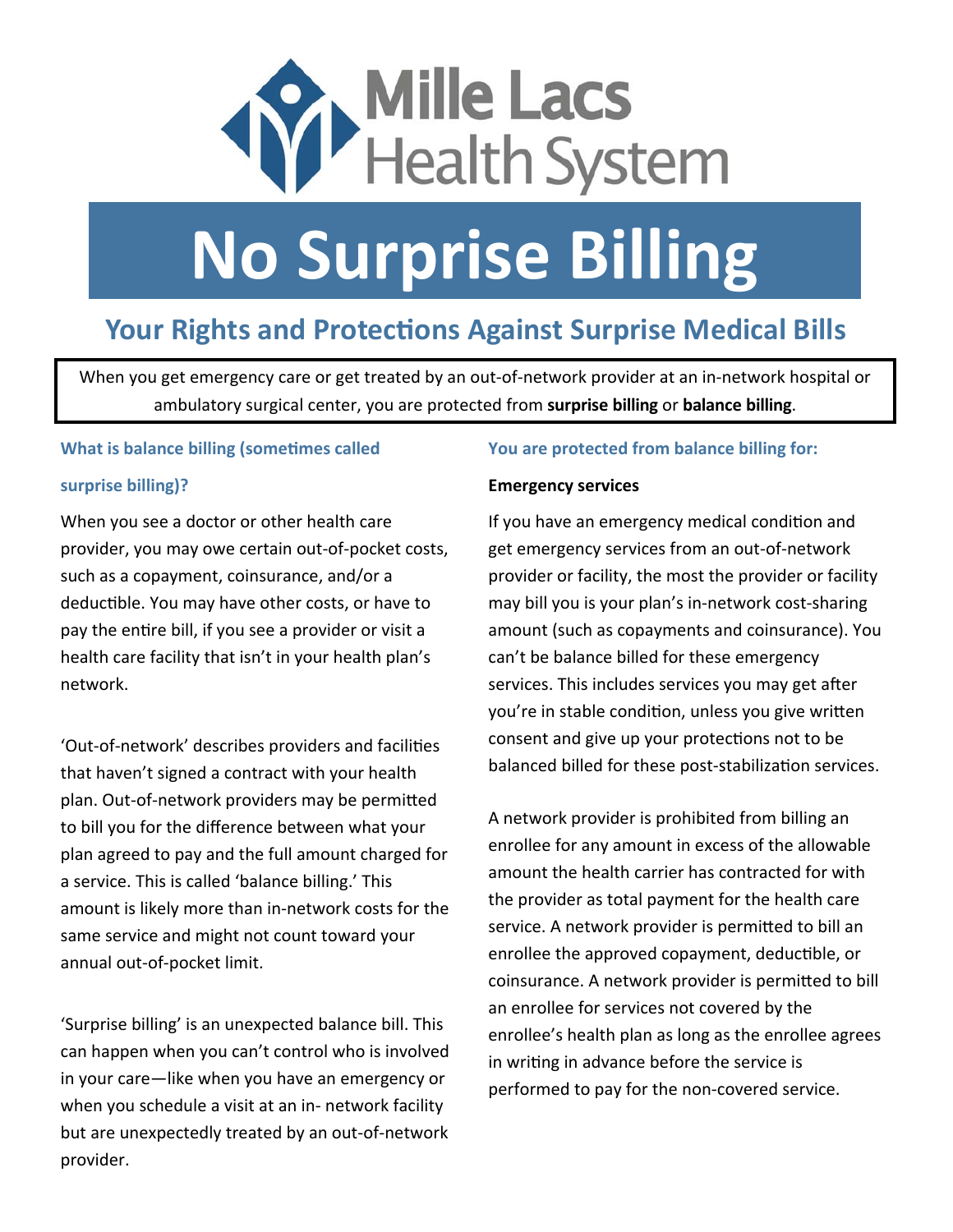Mille Lacs Health System

# No Surprise Billing

## Your Rights and Protections Against Surprise Medical Bills

When you get emergency care or get treated by an out-of-network provider at an in-network hospital or ambulatory surgical center, you are protected from **surprise billing** or **balance billing**.

### What is balance billing (sometimes called surprise billing)?

When you see a doctor or other health care provider, you may owe certain out-of-pocket costs, such as a copayment, coinsurance, and/or a deductible. You may have other costs, or have to pay the entire bill, if you see a provider or visit a health care facility that isn't in your health plan's network.

'Out-of-network' describes providers and facilities that haven't signed a contract with your health plan. Out-of-network providers may be permitted to bill you for the difference between what your plan agreed to pay and the full amount charged for a service. This is called 'balance billing.' This amount is likely more than in-network costs for the same service and might not count toward your annual out-of-pocket limit.

'Surprise billing' is an unexpected balance bill. This can happen when you can't control who is involved in your care—like when you have an emergency or when you schedule a visit at an in- network facility but are unexpectedly treated by an out-of-network provider.

### You are protected from balance billing for:

**Emergency services**

If you have an emergency medical condition and get emergency services from an out-of-network provider or facility, the most the provider or facility may bill you is your plan's in-network cost-sharing amount (such as copayments and coinsurance). You can't be balance billed for these emergency services. This includes services you may get after you're in stable condition, unless you give written consent and give up your protections not to be balanced billed for these post-stabilization services.

A network provider is prohibited from billing an enrollee for any amount in excess of the allowable amount the health carrier has contracted for with the provider as total payment for the health care service. A network provider is permitted to bill an enrollee the approved copayment, deductible, or coinsurance. A network provider is permitted to bill an enrollee for services not covered by the enrollee's health plan as long as the enrollee agrees in writing in advance before the service is performed to pay for the non-covered service.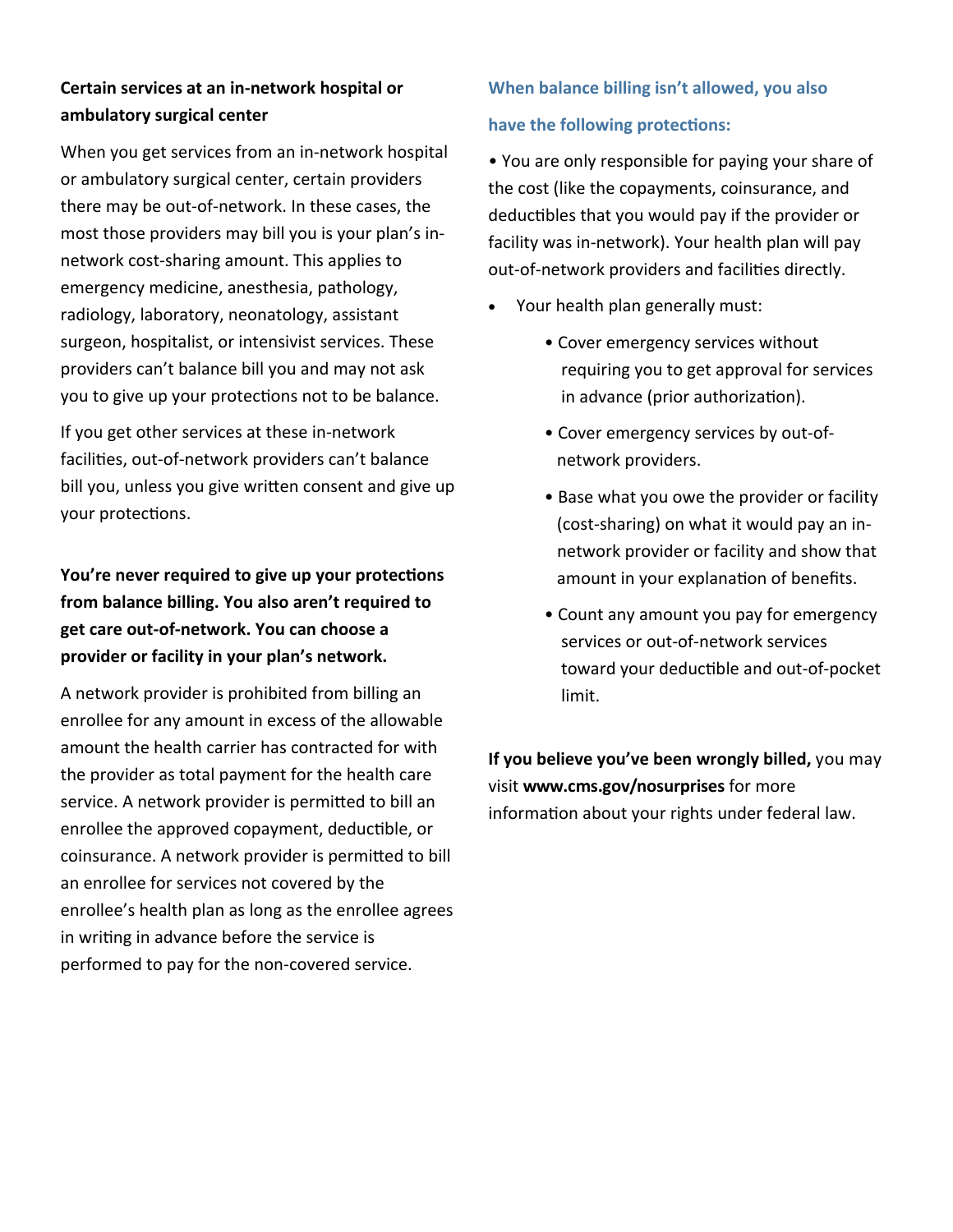**Certain services at an in-network hospital or ambulatory surgical center**

When you get services from an in-network hospital or ambulatory surgical center, certain providers there may be out-of-network. In these cases, the most those providers may bill you is your plan's in-network cost-sharing amount. This applies to emergency medicine, anesthesia, pathology, radiology, laboratory, neonatology, assistant surgeon, hospitalist, or intensivist services. These providers can't balance bill you and may not ask you to give up your protections not to be balance.

If you get other services at these in-network facilities, out-of-network providers can't balance bill you, unless you give written consent and give up your protections.

**You're never required to give up your protections from balance billing. You also aren't required to get care out-of-network. You can choose a provider or facility in your plan's network.**

A network provider is prohibited from billing an enrollee for any amount in excess of the allowable amount the health carrier has contracted for with the provider as total payment for the health care service. A network provider is permitted to bill an enrollee the approved copayment, deductible, or coinsurance. A network provider is permitted to bill an enrollee for services not covered by the enrollee's health plan as long as the enrollee agrees in writing in advance before the service is performed to pay for the non-covered service.

**When balance billing isn't allowed, you also have the following protections:**

- You are only responsible for paying your share of the cost (like the copayments, coinsurance, and deductibles that you would pay if the provider or facility was in-network). Your health plan will pay out-of-network providers and facilities directly.

- Your health plan generally must:
  - Cover emergency services without requiring you to get approval for services in advance (prior authorization).
  - Cover emergency services by out-of-network providers.
  - Base what you owe the provider or facility (cost-sharing) on what it would pay an in-network provider or facility and show that amount in your explanation of benefits.
  - Count any amount you pay for emergency services or out-of-network services toward your deductible and out-of-pocket limit.

**If you believe you've been wrongly billed,** you may visit **www.cms.gov/nosurprises** for more information about your rights under federal law.